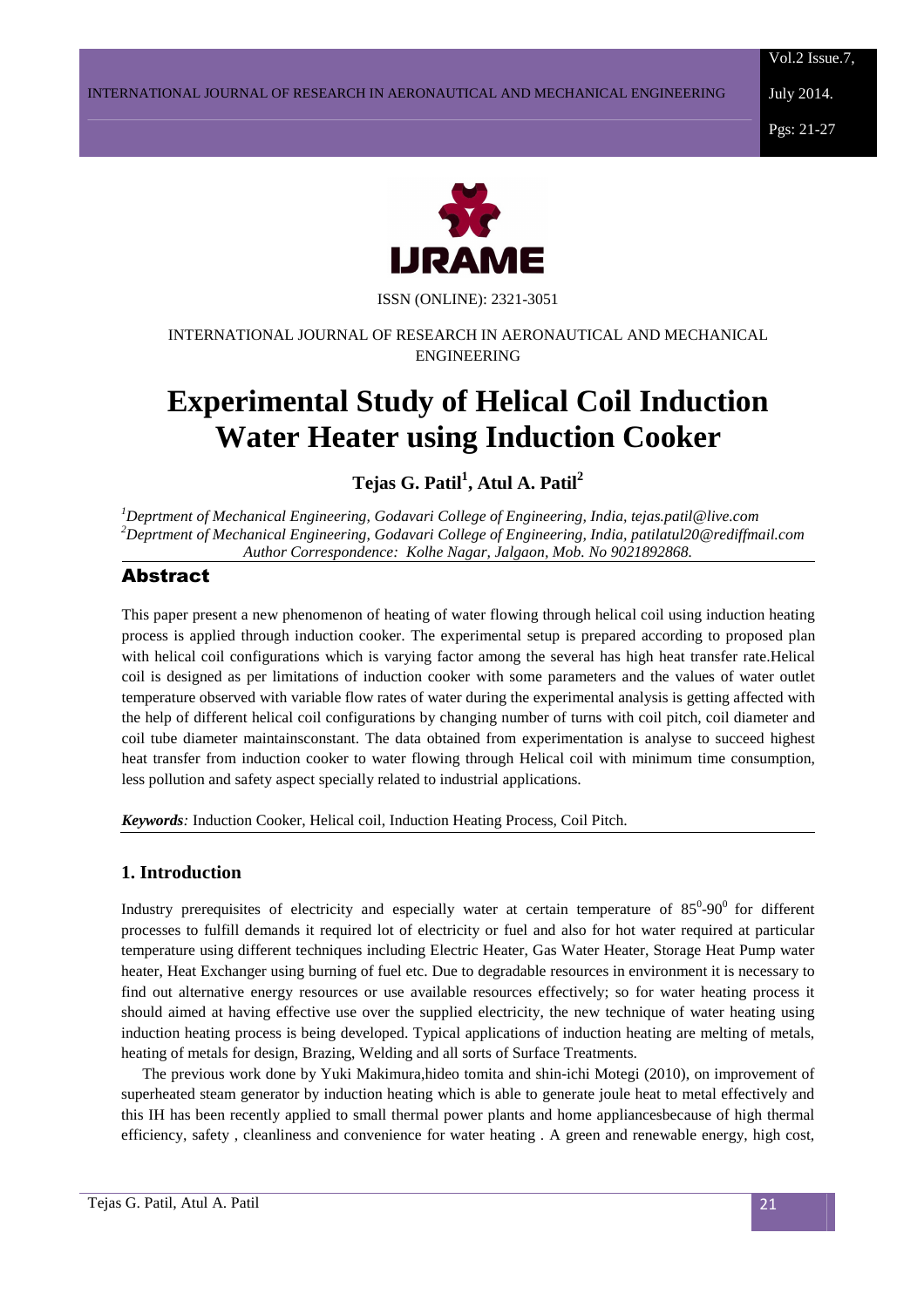ISSN (ONLINE): 2321-3051

INTERNATIONAL JOURNAL OF RESEARCH IN AERONAUTICAL AND MECHANICAL ENGINEERING

# Experimental Study of Helical Coil Induction Water Heater using Induction Cooker

**Tejas G. Patil[1], Atul A. Patil[2]**

*[1]Deprtment of Mechanical Engineering, Godavari College of Engineering, India, tejas.patil@live.com*
*[2]Deprtment of Mechanical Engineering, Godavari College of Engineering, India, patilatul20@rediffmail.com*
*Author Correspondence: Kolhe Nagar, Jalgaon, Mob. No 9021892868.*

## Abstract

This paper present a new phenomenon of heating of water flowing through helical coil using induction heating process is applied through induction cooker. The experimental setup is prepared according to proposed plan with helical coil configurations which is varying factor among the several has high heat transfer rate.Helical coil is designed as per limitations of induction cooker with some parameters and the values of water outlet temperature observed with variable flow rates of water during the experimental analysis is getting affected with the help of different helical coil configurations by changing number of turns with coil pitch, coil diameter and coil tube diameter maintainsconstant. The data obtained from experimentation is analyse to succeed highest heat transfer from induction cooker to water flowing through Helical coil with minimum time consumption, less pollution and safety aspect specially related to industrial applications.

***Keywords**:* Induction Cooker, Helical coil, Induction Heating Process, Coil Pitch.

## 1. Introduction

Industry prerequisites of electricity and especially water at certain temperature of $85^0$-$90^0$ for different processes to fulfill demands it required lot of electricity or fuel and also for hot water required at particular temperature using different techniques including Electric Heater, Gas Water Heater, Storage Heat Pump water heater, Heat Exchanger using burning of fuel etc. Due to degradable resources in environment it is necessary to find out alternative energy resources or use available resources effectively; so for water heating process it should aimed at having effective use over the supplied electricity, the new technique of water heating using induction heating process is being developed. Typical applications of induction heating are melting of metals, heating of metals for design, Brazing, Welding and all sorts of Surface Treatments.

The previous work done by Yuki Makimura,hideo tomita and shin-ichi Motegi (2010), on improvement of superheated steam generator by induction heating which is able to generate joule heat to metal effectively and this IH has been recently applied to small thermal power plants and home appliancesbecause of high thermal efficiency, safety , cleanliness and convenience for water heating . A green and renewable energy, high cost,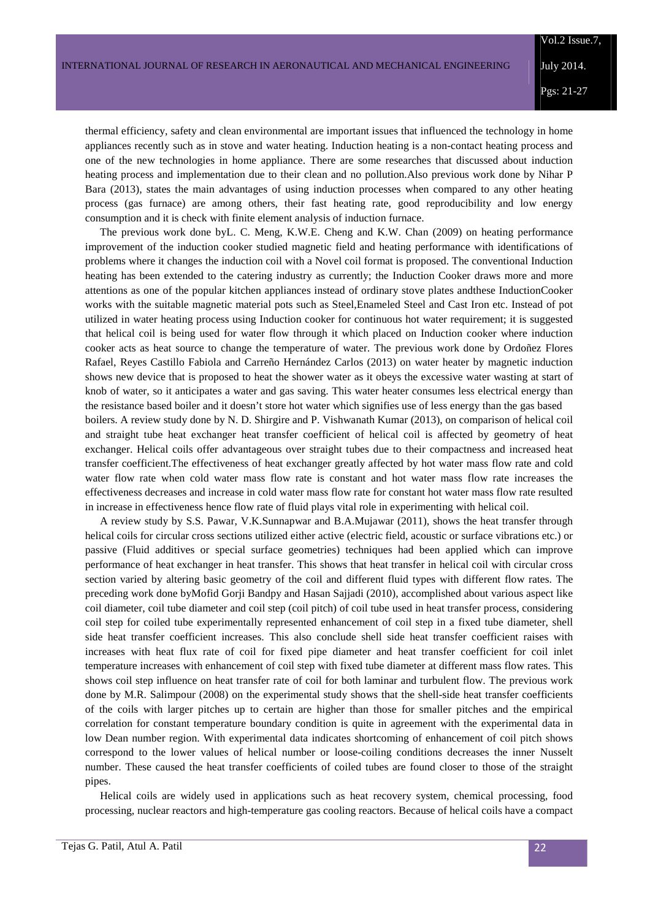thermal efficiency, safety and clean environmental are important issues that influenced the technology in home appliances recently such as in stove and water heating. Induction heating is a non-contact heating process and one of the new technologies in home appliance. There are some researches that discussed about induction heating process and implementation due to their clean and no pollution.Also previous work done by Nihar P Bara (2013), states the main advantages of using induction processes when compared to any other heating process (gas furnace) are among others, their fast heating rate, good reproducibility and low energy consumption and it is check with finite element analysis of induction furnace.

The previous work done byL. C. Meng, K.W.E. Cheng and K.W. Chan (2009) on heating performance improvement of the induction cooker studied magnetic field and heating performance with identifications of problems where it changes the induction coil with a Novel coil format is proposed. The conventional Induction heating has been extended to the catering industry as currently; the Induction Cooker draws more and more attentions as one of the popular kitchen appliances instead of ordinary stove plates andthese InductionCooker works with the suitable magnetic material pots such as Steel,Enameled Steel and Cast Iron etc. Instead of pot utilized in water heating process using Induction cooker for continuous hot water requirement; it is suggested that helical coil is being used for water flow through it which placed on Induction cooker where induction cooker acts as heat source to change the temperature of water. The previous work done by Ordoñez Flores Rafael, Reyes Castillo Fabiola and Carreño Hernández Carlos (2013) on water heater by magnetic induction shows new device that is proposed to heat the shower water as it obeys the excessive water wasting at start of knob of water, so it anticipates a water and gas saving. This water heater consumes less electrical energy than the resistance based boiler and it doesn't store hot water which signifies use of less energy than the gas based boilers. A review study done by N. D. Shirgire and P. Vishwanath Kumar (2013), on comparison of helical coil and straight tube heat exchanger heat transfer coefficient of helical coil is affected by geometry of heat exchanger. Helical coils offer advantageous over straight tubes due to their compactness and increased heat transfer coefficient.The effectiveness of heat exchanger greatly affected by hot water mass flow rate and cold water flow rate when cold water mass flow rate is constant and hot water mass flow rate increases the effectiveness decreases and increase in cold water mass flow rate for constant hot water mass flow rate resulted in increase in effectiveness hence flow rate of fluid plays vital role in experimenting with helical coil.

A review study by S.S. Pawar, V.K.Sunnapwar and B.A.Mujawar (2011), shows the heat transfer through helical coils for circular cross sections utilized either active (electric field, acoustic or surface vibrations etc.) or passive (Fluid additives or special surface geometries) techniques had been applied which can improve performance of heat exchanger in heat transfer. This shows that heat transfer in helical coil with circular cross section varied by altering basic geometry of the coil and different fluid types with different flow rates. The preceding work done byMofid Gorji Bandpy and Hasan Sajjadi (2010), accomplished about various aspect like coil diameter, coil tube diameter and coil step (coil pitch) of coil tube used in heat transfer process, considering coil step for coiled tube experimentally represented enhancement of coil step in a fixed tube diameter, shell side heat transfer coefficient increases. This also conclude shell side heat transfer coefficient raises with increases with heat flux rate of coil for fixed pipe diameter and heat transfer coefficient for coil inlet temperature increases with enhancement of coil step with fixed tube diameter at different mass flow rates. This shows coil step influence on heat transfer rate of coil for both laminar and turbulent flow. The previous work done by M.R. Salimpour (2008) on the experimental study shows that the shell-side heat transfer coefficients of the coils with larger pitches up to certain are higher than those for smaller pitches and the empirical correlation for constant temperature boundary condition is quite in agreement with the experimental data in low Dean number region. With experimental data indicates shortcoming of enhancement of coil pitch shows correspond to the lower values of helical number or loose-coiling conditions decreases the inner Nusselt number. These caused the heat transfer coefficients of coiled tubes are found closer to those of the straight pipes.

Helical coils are widely used in applications such as heat recovery system, chemical processing, food processing, nuclear reactors and high-temperature gas cooling reactors. Because of helical coils have a compact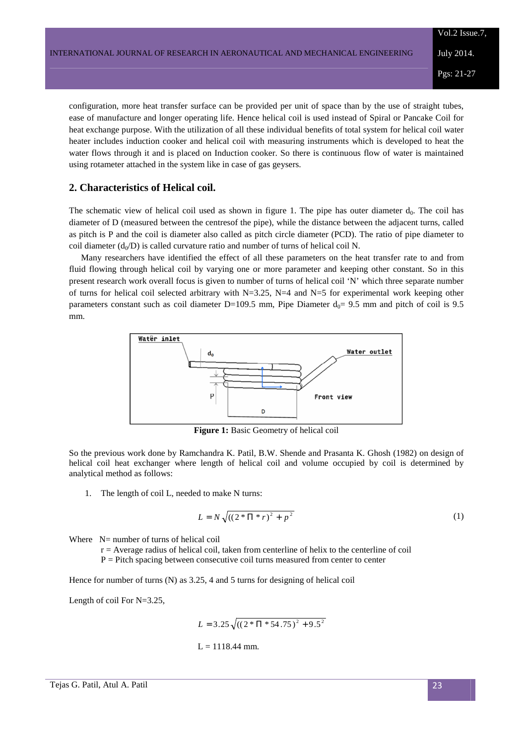configuration, more heat transfer surface can be provided per unit of space than by the use of straight tubes, ease of manufacture and longer operating life. Hence helical coil is used instead of Spiral or Pancake Coil for heat exchange purpose. With the utilization of all these individual benefits of total system for helical coil water heater includes induction cooker and helical coil with measuring instruments which is developed to heat the water flows through it and is placed on Induction cooker. So there is continuous flow of water is maintained using rotameter attached in the system like in case of gas geysers.

## 2. Characteristics of Helical coil.

The schematic view of helical coil used as shown in figure 1. The pipe has outer diameter $d_0$. The coil has diameter of D (measured between the centresof the pipe), while the distance between the adjacent turns, called as pitch is P and the coil is diameter also called as pitch circle diameter (PCD). The ratio of pipe diameter to coil diameter ($d_0$/D) is called curvature ratio and number of turns of helical coil N.

Many researchers have identified the effect of all these parameters on the heat transfer rate to and from fluid flowing through helical coil by varying one or more parameter and keeping other constant. So in this present research work overall focus is given to number of turns of helical coil 'N' which three separate number of turns for helical coil selected arbitrary with N=3.25, N=4 and N=5 for experimental work keeping other parameters constant such as coil diameter D=109.5 mm, Pipe Diameter $d_0$= 9.5 mm and pitch of coil is 9.5 mm.

**Figure 1:** Basic Geometry of helical coil

So the previous work done by Ramchandra K. Patil, B.W. Shende and Prasanta K. Ghosh (1982) on design of helical coil heat exchanger where length of helical coil and volume occupied by coil is determined by analytical method as follows:

1. The length of coil L, needed to make N turns:

$$L = N\sqrt{((2 * \Pi * r)^2 + p^2} \tag{1}$$

Where N= number of turns of helical coil
r = Average radius of helical coil, taken from centerline of helix to the centerline of coil
P = Pitch spacing between consecutive coil turns measured from center to center

Hence for number of turns (N) as 3.25, 4 and 5 turns for designing of helical coil

Length of coil For N=3.25,

$$L = 3.25\sqrt{((2 * \Pi * 54.75)^2 + 9.5^2}$$

L = 1118.44 mm.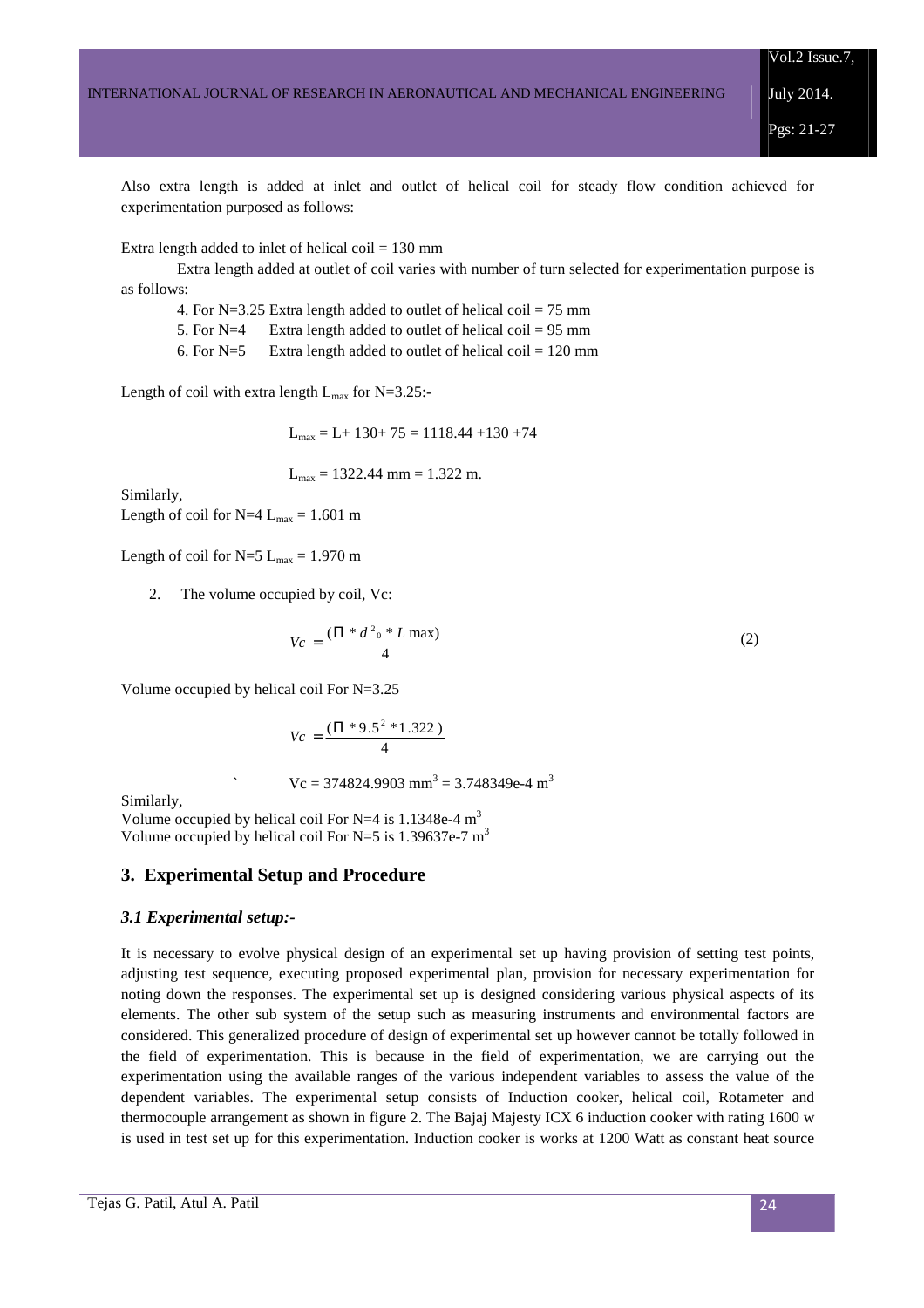Also extra length is added at inlet and outlet of helical coil for steady flow condition achieved for experimentation purposed as follows:

Extra length added to inlet of helical coil = 130 mm

Extra length added at outlet of coil varies with number of turn selected for experimentation purpose is as follows:

4. For N=3.25 Extra length added to outlet of helical coil = 75 mm
5. For N=4 Extra length added to outlet of helical coil = 95 mm
6. For N=5 Extra length added to outlet of helical coil = 120 mm

Length of coil with extra length $L_{max}$ for N=3.25:-

$$L_{max} = L + 130 + 75 = 1118.44 + 130 + 74$$

$$L_{max} = 1322.44 \text{ mm} = 1.322 \text{ m.}$$

Similarly,
Length of coil for N=4 $L_{max}$ = 1.601 m

Length of coil for N=5 $L_{max}$ = 1.970 m

2. The volume occupied by coil, Vc:

$$Vc = \frac{(\Pi * d^2_0 * L\max)}{4} \tag{2}$$

Volume occupied by helical coil For N=3.25

$$Vc = \frac{(\Pi * 9.5^2 * 1.322)}{4}$$

$$Vc = 374824.9903 \text{ mm}^3 = 3.748349\text{e-}4 \text{ m}^3$$

Similarly,
Volume occupied by helical coil For N=4 is 1.1348e-4 $m^3$
Volume occupied by helical coil For N=5 is 1.39637e-7 $m^3$

## 3. Experimental Setup and Procedure

### *3.1 Experimental setup:-*

It is necessary to evolve physical design of an experimental set up having provision of setting test points, adjusting test sequence, executing proposed experimental plan, provision for necessary experimentation for noting down the responses. The experimental set up is designed considering various physical aspects of its elements. The other sub system of the setup such as measuring instruments and environmental factors are considered. This generalized procedure of design of experimental set up however cannot be totally followed in the field of experimentation. This is because in the field of experimentation, we are carrying out the experimentation using the available ranges of the various independent variables to assess the value of the dependent variables. The experimental setup consists of Induction cooker, helical coil, Rotameter and thermocouple arrangement as shown in figure 2. The Bajaj Majesty ICX 6 induction cooker with rating 1600 w is used in test set up for this experimentation. Induction cooker is works at 1200 Watt as constant heat source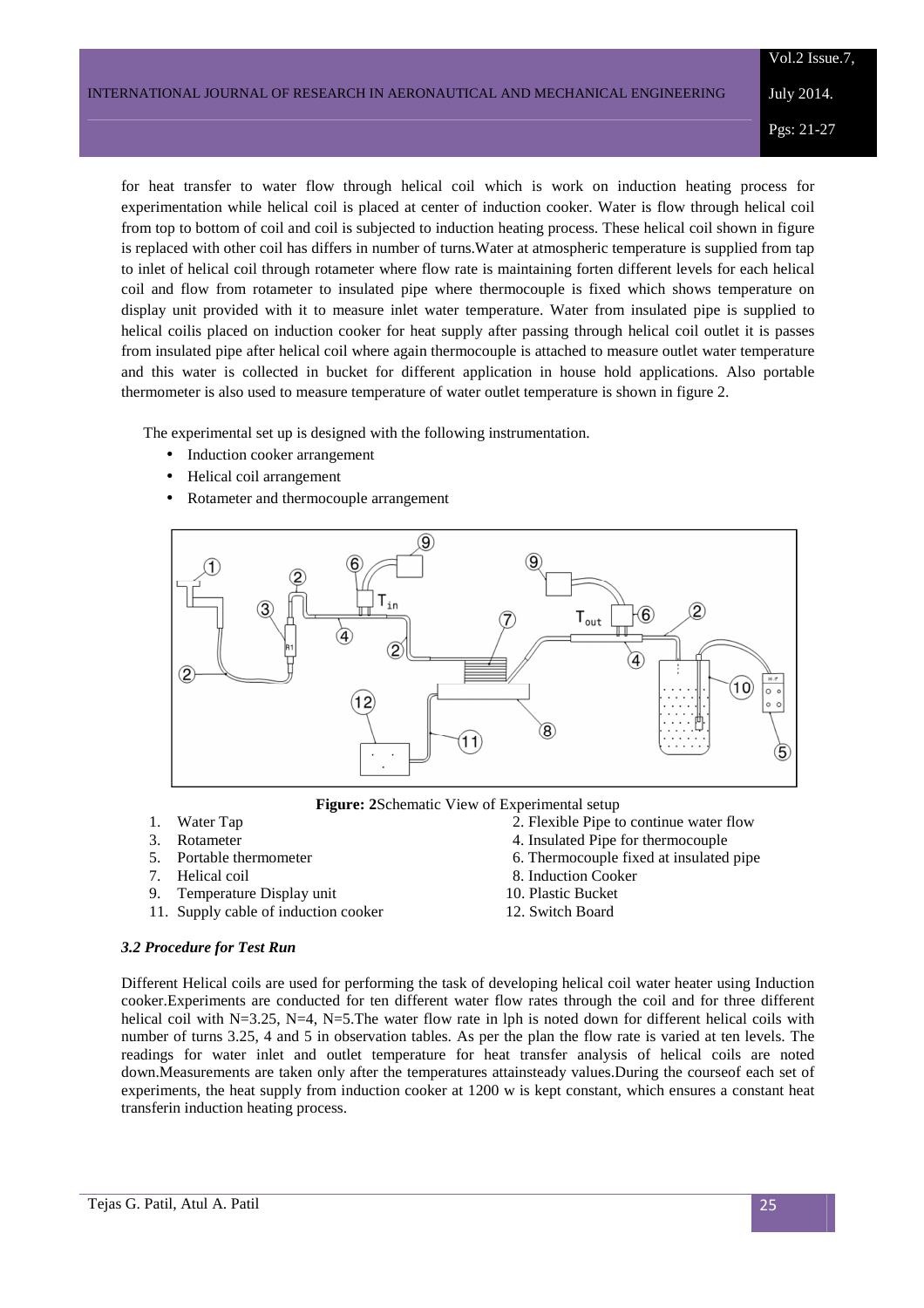for heat transfer to water flow through helical coil which is work on induction heating process for experimentation while helical coil is placed at center of induction cooker. Water is flow through helical coil from top to bottom of coil and coil is subjected to induction heating process. These helical coil shown in figure is replaced with other coil has differs in number of turns.Water at atmospheric temperature is supplied from tap to inlet of helical coil through rotameter where flow rate is maintaining forten different levels for each helical coil and flow from rotameter to insulated pipe where thermocouple is fixed which shows temperature on display unit provided with it to measure inlet water temperature. Water from insulated pipe is supplied to helical coilis placed on induction cooker for heat supply after passing through helical coil outlet it is passes from insulated pipe after helical coil where again thermocouple is attached to measure outlet water temperature and this water is collected in bucket for different application in house hold applications. Also portable thermometer is also used to measure temperature of water outlet temperature is shown in figure 2.

The experimental set up is designed with the following instrumentation.

- Induction cooker arrangement
- Helical coil arrangement
- Rotameter and thermocouple arrangement

**Figure: 2**Schematic View of Experimental setup

1. Water Tap
2. Flexible Pipe to continue water flow
3. Rotameter
4. Insulated Pipe for thermocouple
5. Portable thermometer
6. Thermocouple fixed at insulated pipe
7. Helical coil
8. Induction Cooker
9. Temperature Display unit
10. Plastic Bucket
11. Supply cable of induction cooker
12. Switch Board

***3.2 Procedure for Test Run***

Different Helical coils are used for performing the task of developing helical coil water heater using Induction cooker.Experiments are conducted for ten different water flow rates through the coil and for three different helical coil with N=3.25, N=4, N=5.The water flow rate in lph is noted down for different helical coils with number of turns 3.25, 4 and 5 in observation tables. As per the plan the flow rate is varied at ten levels. The readings for water inlet and outlet temperature for heat transfer analysis of helical coils are noted down.Measurements are taken only after the temperatures attainsteady values.During the courseof each set of experiments, the heat supply from induction cooker at 1200 w is kept constant, which ensures a constant heat transferin induction heating process.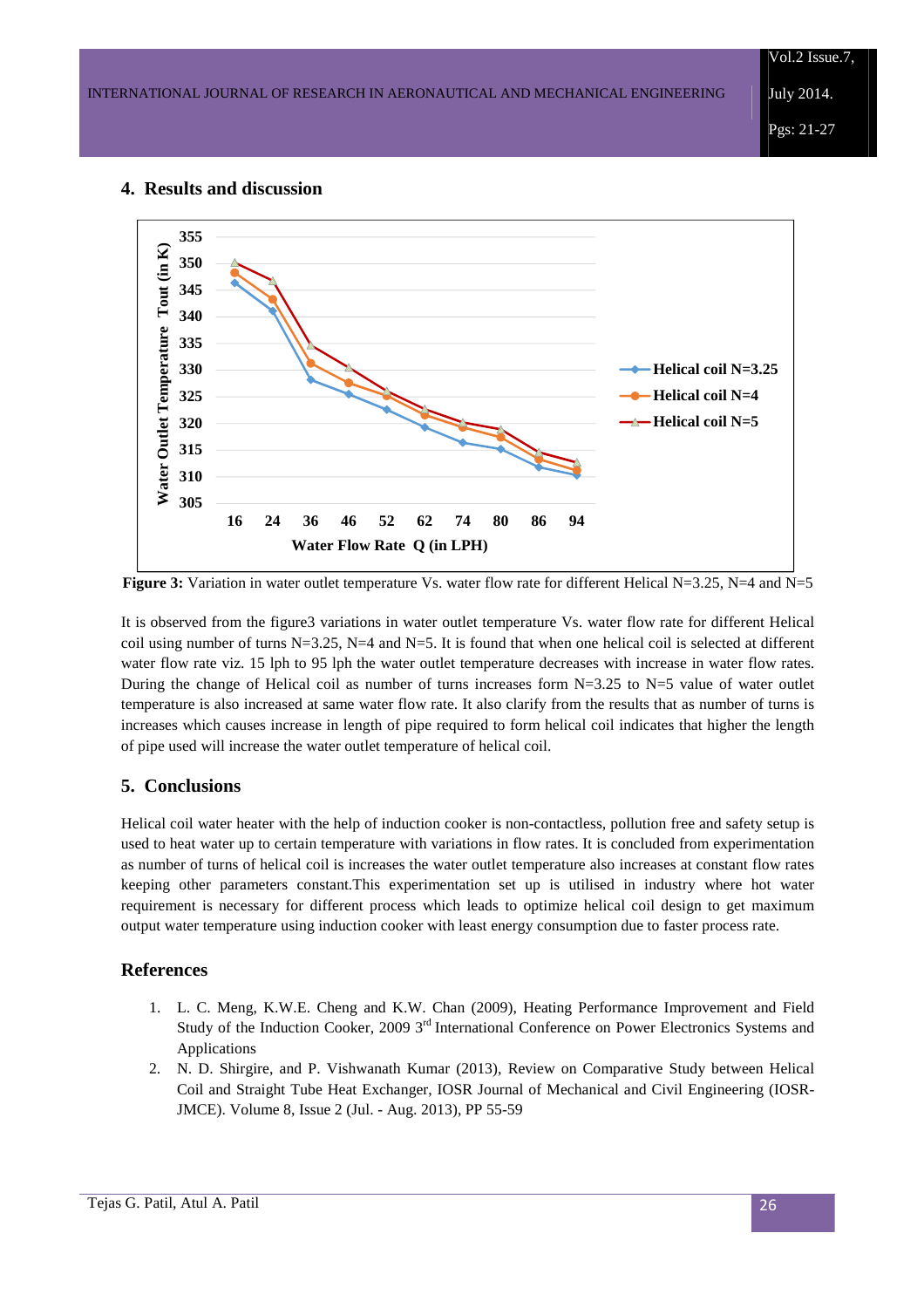## 4. Results and discussion

**Figure 3:** Variation in water outlet temperature Vs. water flow rate for different Helical N=3.25, N=4 and N=5

It is observed from the figure3 variations in water outlet temperature Vs. water flow rate for different Helical coil using number of turns N=3.25, N=4 and N=5. It is found that when one helical coil is selected at different water flow rate viz. 15 lph to 95 lph the water outlet temperature decreases with increase in water flow rates. During the change of Helical coil as number of turns increases form N=3.25 to N=5 value of water outlet temperature is also increased at same water flow rate. It also clarify from the results that as number of turns is increases which causes increase in length of pipe required to form helical coil indicates that higher the length of pipe used will increase the water outlet temperature of helical coil.

## 5. Conclusions

Helical coil water heater with the help of induction cooker is non-contactless, pollution free and safety setup is used to heat water up to certain temperature with variations in flow rates. It is concluded from experimentation as number of turns of helical coil is increases the water outlet temperature also increases at constant flow rates keeping other parameters constant.This experimentation set up is utilised in industry where hot water requirement is necessary for different process which leads to optimize helical coil design to get maximum output water temperature using induction cooker with least energy consumption due to faster process rate.

## References

1. L. C. Meng, K.W.E. Cheng and K.W. Chan (2009), Heating Performance Improvement and Field Study of the Induction Cooker, 2009 3rd International Conference on Power Electronics Systems and Applications
2. N. D. Shirgire, and P. Vishwanath Kumar (2013), Review on Comparative Study between Helical Coil and Straight Tube Heat Exchanger, IOSR Journal of Mechanical and Civil Engineering (IOSR-JMCE). Volume 8, Issue 2 (Jul. - Aug. 2013), PP 55-59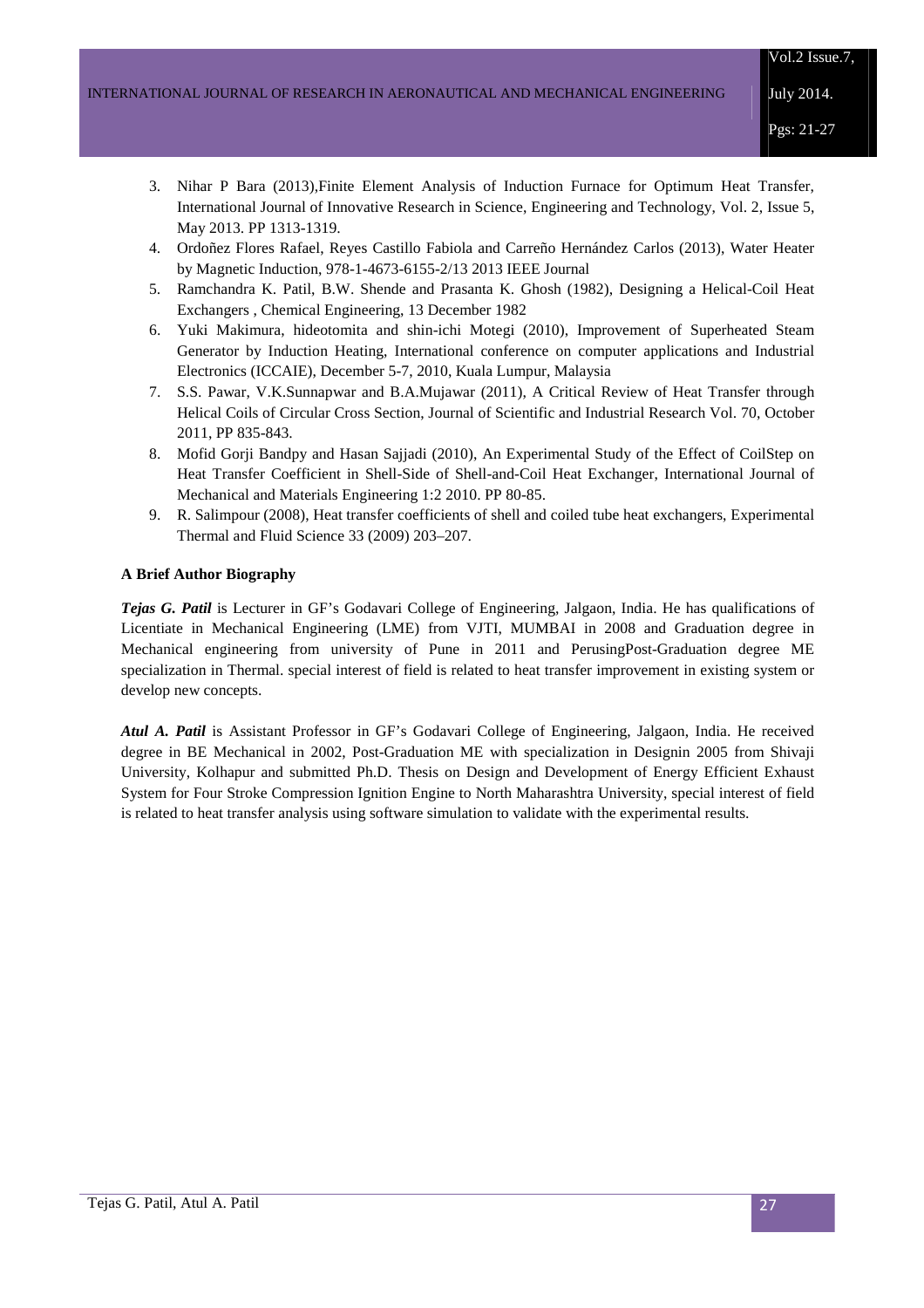3. Nihar P Bara (2013),Finite Element Analysis of Induction Furnace for Optimum Heat Transfer, International Journal of Innovative Research in Science, Engineering and Technology, Vol. 2, Issue 5, May 2013. PP 1313-1319.
4. Ordoñez Flores Rafael, Reyes Castillo Fabiola and Carreño Hernández Carlos (2013), Water Heater by Magnetic Induction, 978-1-4673-6155-2/13 2013 IEEE Journal
5. Ramchandra K. Patil, B.W. Shende and Prasanta K. Ghosh (1982), Designing a Helical-Coil Heat Exchangers , Chemical Engineering, 13 December 1982
6. Yuki Makimura, hideotomita and shin-ichi Motegi (2010), Improvement of Superheated Steam Generator by Induction Heating, International conference on computer applications and Industrial Electronics (ICCAIE), December 5-7, 2010, Kuala Lumpur, Malaysia
7. S.S. Pawar, V.K.Sunnapwar and B.A.Mujawar (2011), A Critical Review of Heat Transfer through Helical Coils of Circular Cross Section, Journal of Scientific and Industrial Research Vol. 70, October 2011, PP 835-843.
8. Mofid Gorji Bandpy and Hasan Sajjadi (2010), An Experimental Study of the Effect of CoilStep on Heat Transfer Coefficient in Shell-Side of Shell-and-Coil Heat Exchanger, International Journal of Mechanical and Materials Engineering 1:2 2010. PP 80-85.
9. R. Salimpour (2008), Heat transfer coefficients of shell and coiled tube heat exchangers, Experimental Thermal and Fluid Science 33 (2009) 203–207.

**A Brief Author Biography**

***Tejas G. Patil*** is Lecturer in GF's Godavari College of Engineering, Jalgaon, India. He has qualifications of Licentiate in Mechanical Engineering (LME) from VJTI, MUMBAI in 2008 and Graduation degree in Mechanical engineering from university of Pune in 2011 and PerusingPost-Graduation degree ME specialization in Thermal. special interest of field is related to heat transfer improvement in existing system or develop new concepts.

***Atul A. Patil*** is Assistant Professor in GF's Godavari College of Engineering, Jalgaon, India. He received degree in BE Mechanical in 2002, Post-Graduation ME with specialization in Designin 2005 from Shivaji University, Kolhapur and submitted Ph.D. Thesis on Design and Development of Energy Efficient Exhaust System for Four Stroke Compression Ignition Engine to North Maharashtra University, special interest of field is related to heat transfer analysis using software simulation to validate with the experimental results.